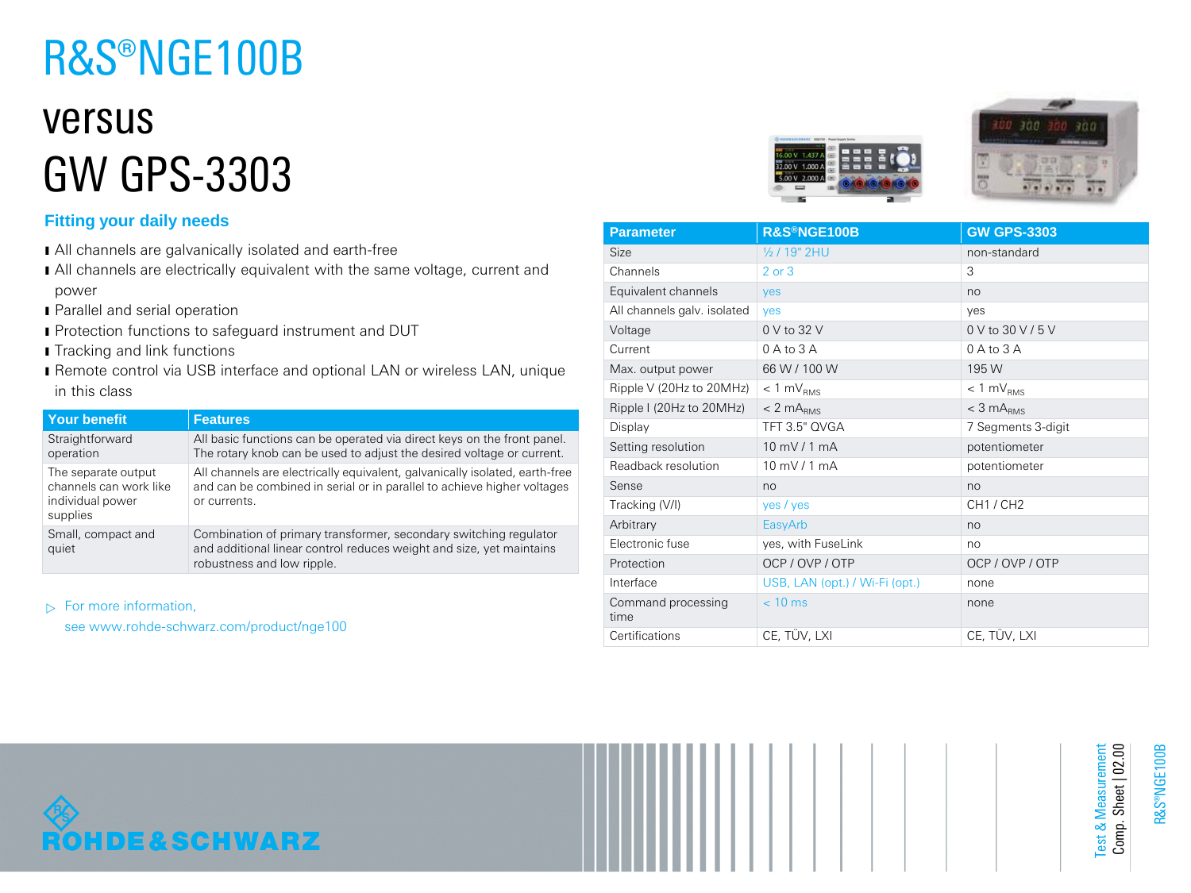# R&S®NGE100B

# versus

# GW GPS-3303

## Fitting your daily needs

- All channels are galvanically isolated and earth-free
- All channels are electrically equivalent with the same voltage, current and power
- Parallel and serial operation
- Protection functions to safeguard instrument and DUT
- Tracking and link functions
- Remote control via USB interface and optional LAN or wireless LAN, unique in this class

| Your benefit | Features |
| --- | --- |
| Straightforward operation | All basic functions can be operated via direct keys on the front panel. The rotary knob can be used to adjust the desired voltage or current. |
| The separate output channels can work like individual power supplies | All channels are electrically equivalent, galvanically isolated, earth-free and can be combined in serial or in parallel to achieve higher voltages or currents. |
| Small, compact and quiet | Combination of primary transformer, secondary switching regulator and additional linear control reduces weight and size, yet maintains robustness and low ripple. |

▷ For more information, see www.rohde-schwarz.com/product/nge100

| Parameter | R&S®NGE100B | GW GPS-3303 |
| --- | --- | --- |
| Size | ½ / 19" 2HU | non-standard |
| Channels | 2 or 3 | 3 |
| Equivalent channels | yes | no |
| All channels galv. isolated | yes | yes |
| Voltage | 0 V to 32 V | 0 V to 30 V / 5 V |
| Current | 0 A to 3 A | 0 A to 3 A |
| Max. output power | 66 W / 100 W | 195 W |
| Ripple V (20Hz to 20MHz) | < 1 $mV_{RMS}$ | < 1 $mV_{RMS}$ |
| Ripple I (20Hz to 20MHz) | < 2 $mA_{RMS}$ | < 3 $mA_{RMS}$ |
| Display | TFT 3.5" QVGA | 7 Segments 3-digit |
| Setting resolution | 10 mV / 1 mA | potentiometer |
| Readback resolution | 10 mV / 1 mA | potentiometer |
| Sense | no | no |
| Tracking (V/I) | yes / yes | CH1 / CH2 |
| Arbitrary | EasyArb | no |
| Electronic fuse | yes, with FuseLink | no |
| Protection | OCP / OVP / OTP | OCP / OVP / OTP |
| Interface | USB, LAN (opt.) / Wi-Fi (opt.) | none |
| Command processing time | < 10 ms | none |
| Certifications | CE, TÜV, LXI | CE, TÜV, LXI |

Test & Measurement
Comp. Sheet | 02.00

R&S®NGE100B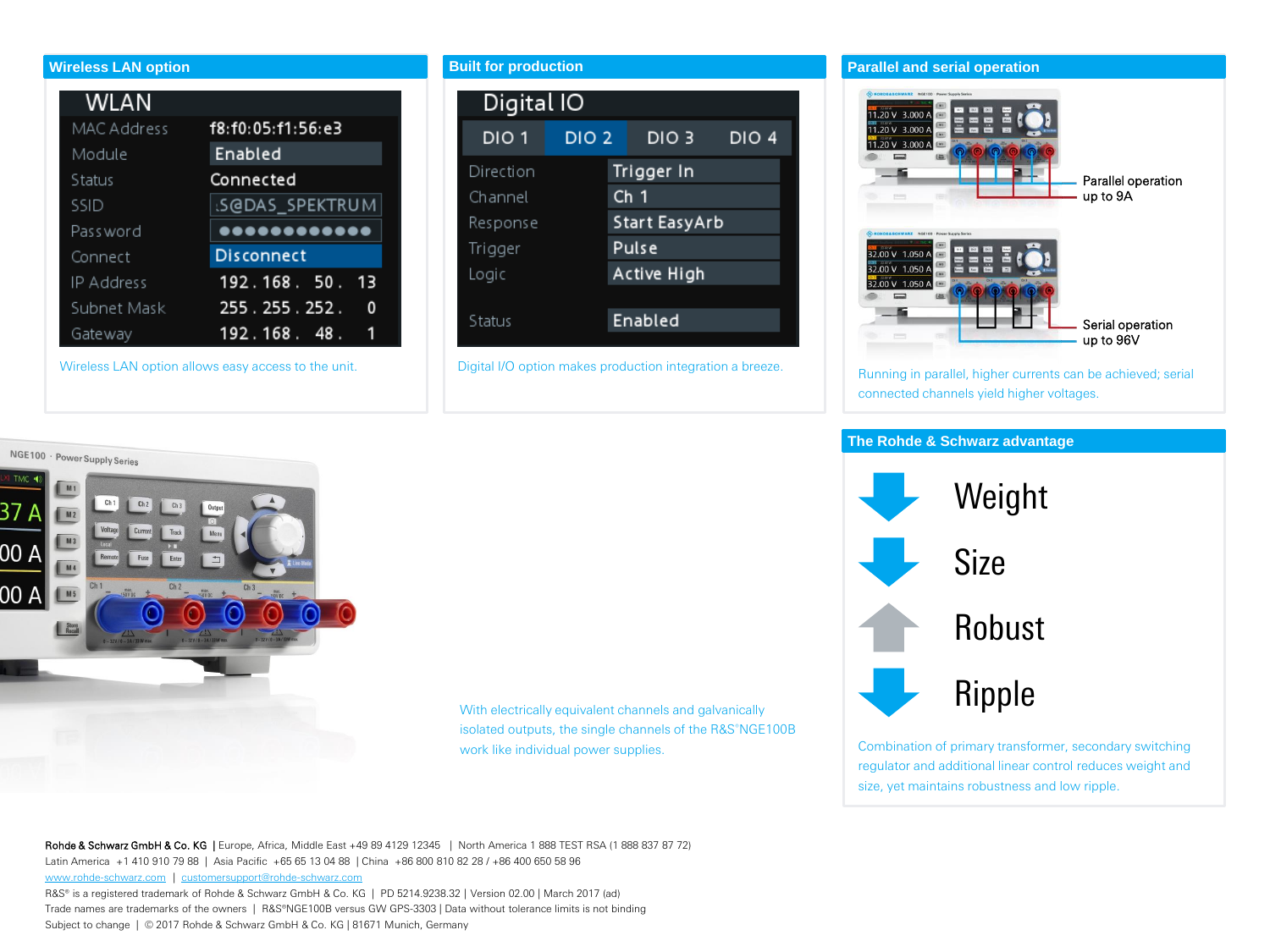## Wireless LAN option

WLAN

| | |
|---|---|
| MAC Address | f8:f0:05:f1:56:e3 |
| Module | Enabled |
| Status | Connected |
| SSID | .S@DAS_SPEKTRUM |
| Password | ●●●●●●●●●●●● |
| Connect | Disconnect |
| IP Address | 192 . 168 . 50 . 13 |
| Subnet Mask | 255 . 255 . 252 . 0 |
| Gateway | 192 . 168 . 48 . 1 |

Wireless LAN option allows easy access to the unit.

## Built for production

Digital IO

DIO 1 | DIO 2 | DIO 3 | DIO 4

| | |
|---|---|
| Direction | Trigger In |
| Channel | Ch 1 |
| Response | Start EasyArb |
| Trigger | Pulse |
| Logic | Active High |
| Status | Enabled |

Digital I/O option makes production integration a breeze.

## Parallel and serial operation

Parallel operation up to 9A

Serial operation up to 96V

Running in parallel, higher currents can be achieved; serial connected channels yield higher voltages.

With electrically equivalent channels and galvanically isolated outputs, the single channels of the R&S®NGE100B work like individual power supplies.

## The Rohde & Schwarz advantage

- Weight
- Size
- Robust
- Ripple

Combination of primary transformer, secondary switching regulator and additional linear control reduces weight and size, yet maintains robustness and low ripple.

**Rohde & Schwarz GmbH & Co. KG** | Europe, Africa, Middle East +49 89 4129 12345 | North America 1 888 TEST RSA (1 888 837 87 72)
Latin America +1 410 910 79 88 | Asia Pacific +65 65 13 04 88 | China +86 800 810 82 28 / +86 400 650 58 96
www.rohde-schwarz.com | customersupport@rohde-schwarz.com
R&S® is a registered trademark of Rohde & Schwarz GmbH & Co. KG | PD 5214.9238.32 | Version 02.00 | March 2017 (ad)
Trade names are trademarks of the owners | R&S®NGE100B versus GW GPS-3303 | Data without tolerance limits is not binding
Subject to change | © 2017 Rohde & Schwarz GmbH & Co. KG | 81671 Munich, Germany